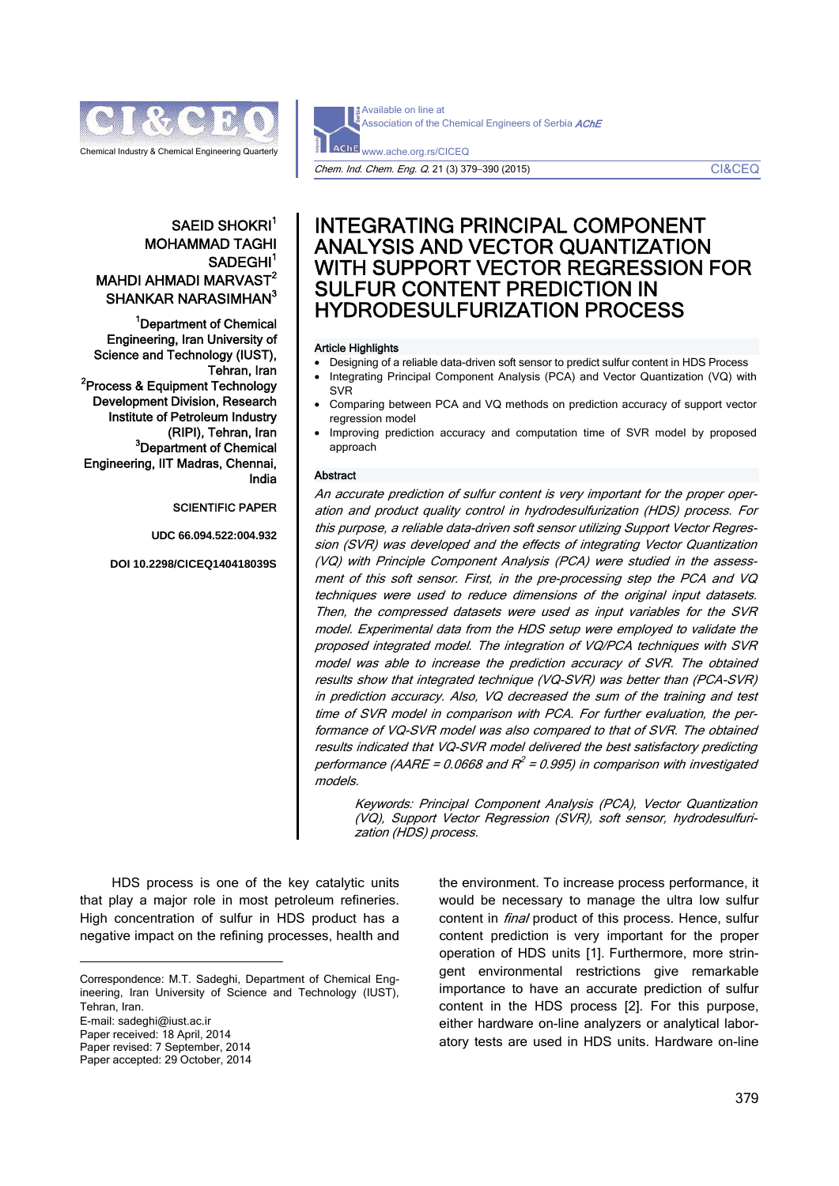SAEID SHOKRI[1]
MOHAMMAD TAGHI SADEGHI[1]
MAHDI AHMADI MARVAST[2]
SHANKAR NARASIMHAN[3]

[1]Department of Chemical Engineering, Iran University of Science and Technology (IUST), Tehran, Iran
[2]Process & Equipment Technology Development Division, Research Institute of Petroleum Industry (RIPI), Tehran, Iran
[3]Department of Chemical Engineering, IIT Madras, Chennai, India

SCIENTIFIC PAPER

UDC 66.094.522:004.932

DOI 10.2298/CICEQ140418039S

# INTEGRATING PRINCIPAL COMPONENT ANALYSIS AND VECTOR QUANTIZATION WITH SUPPORT VECTOR REGRESSION FOR SULFUR CONTENT PREDICTION IN HYDRODESULFURIZATION PROCESS

**Article Highlights**

- Designing of a reliable data-driven soft sensor to predict sulfur content in HDS Process
- Integrating Principal Component Analysis (PCA) and Vector Quantization (VQ) with SVR
- Comparing between PCA and VQ methods on prediction accuracy of support vector regression model
- Improving prediction accuracy and computation time of SVR model by proposed approach

**Abstract**

*An accurate prediction of sulfur content is very important for the proper operation and product quality control in hydrodesulfurization (HDS) process. For this purpose, a reliable data-driven soft sensor utilizing Support Vector Regression (SVR) was developed and the effects of integrating Vector Quantization (VQ) with Principle Component Analysis (PCA) were studied in the assessment of this soft sensor. First, in the pre-processing step the PCA and VQ techniques were used to reduce dimensions of the original input datasets. Then, the compressed datasets were used as input variables for the SVR model. Experimental data from the HDS setup were employed to validate the proposed integrated model. The integration of VQ/PCA techniques with SVR model was able to increase the prediction accuracy of SVR. The obtained results show that integrated technique (VQ-SVR) was better than (PCA-SVR) in prediction accuracy. Also, VQ decreased the sum of the training and test time of SVR model in comparison with PCA. For further evaluation, the performance of VQ-SVR model was also compared to that of SVR. The obtained results indicated that VQ-SVR model delivered the best satisfactory predicting performance (AARE = 0.0668 and $R^2$ = 0.995) in comparison with investigated models.*

*Keywords: Principal Component Analysis (PCA), Vector Quantization (VQ), Support Vector Regression (SVR), soft sensor, hydrodesulfurization (HDS) process.*

HDS process is one of the key catalytic units that play a major role in most petroleum refineries. High concentration of sulfur in HDS product has a negative impact on the refining processes, health and the environment. To increase process performance, it would be necessary to manage the ultra low sulfur content in *final* product of this process. Hence, sulfur content prediction is very important for the proper operation of HDS units [1]. Furthermore, more stringent environmental restrictions give remarkable importance to have an accurate prediction of sulfur content in the HDS process [2]. For this purpose, either hardware on-line analyzers or analytical laboratory tests are used in HDS units. Hardware on-line

Correspondence: M.T. Sadeghi, Department of Chemical Engineering, Iran University of Science and Technology (IUST), Tehran, Iran.
E-mail: sadeghi@iust.ac.ir
Paper received: 18 April, 2014
Paper revised: 7 September, 2014
Paper accepted: 29 October, 2014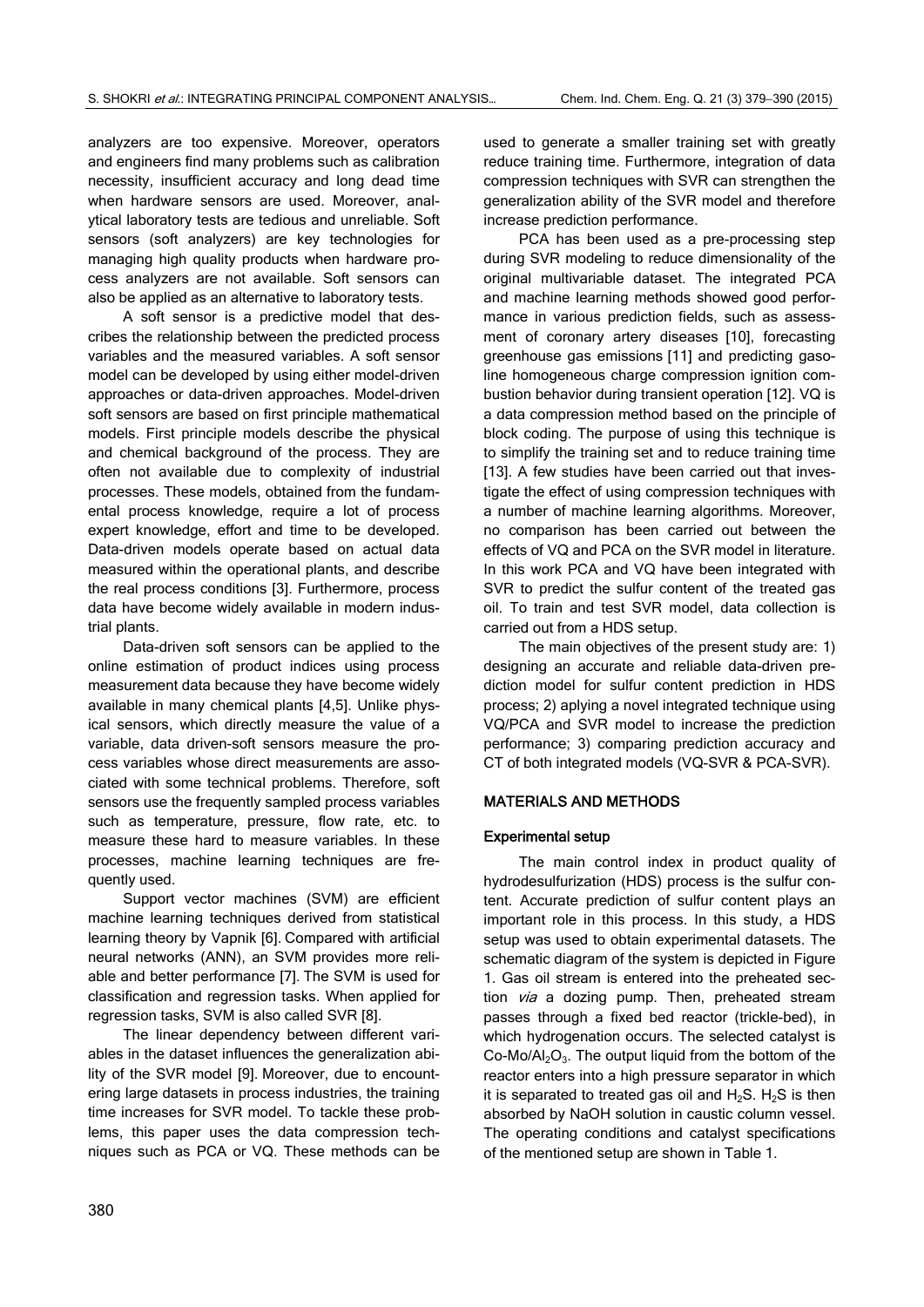analyzers are too expensive. Moreover, operators and engineers find many problems such as calibration necessity, insufficient accuracy and long dead time when hardware sensors are used. Moreover, analytical laboratory tests are tedious and unreliable. Soft sensors (soft analyzers) are key technologies for managing high quality products when hardware process analyzers are not available. Soft sensors can also be applied as an alternative to laboratory tests.

A soft sensor is a predictive model that describes the relationship between the predicted process variables and the measured variables. A soft sensor model can be developed by using either model-driven approaches or data-driven approaches. Model-driven soft sensors are based on first principle mathematical models. First principle models describe the physical and chemical background of the process. They are often not available due to complexity of industrial processes. These models, obtained from the fundamental process knowledge, require a lot of process expert knowledge, effort and time to be developed. Data-driven models operate based on actual data measured within the operational plants, and describe the real process conditions [3]. Furthermore, process data have become widely available in modern industrial plants.

Data-driven soft sensors can be applied to the online estimation of product indices using process measurement data because they have become widely available in many chemical plants [4,5]. Unlike physical sensors, which directly measure the value of a variable, data driven-soft sensors measure the process variables whose direct measurements are associated with some technical problems. Therefore, soft sensors use the frequently sampled process variables such as temperature, pressure, flow rate, etc. to measure these hard to measure variables. In these processes, machine learning techniques are frequently used.

Support vector machines (SVM) are efficient machine learning techniques derived from statistical learning theory by Vapnik [6]. Compared with artificial neural networks (ANN), an SVM provides more reliable and better performance [7]. The SVM is used for classification and regression tasks. When applied for regression tasks, SVM is also called SVR [8].

The linear dependency between different variables in the dataset influences the generalization ability of the SVR model [9]. Moreover, due to encountering large datasets in process industries, the training time increases for SVR model. To tackle these problems, this paper uses the data compression techniques such as PCA or VQ. These methods can be used to generate a smaller training set with greatly reduce training time. Furthermore, integration of data compression techniques with SVR can strengthen the generalization ability of the SVR model and therefore increase prediction performance.

PCA has been used as a pre-processing step during SVR modeling to reduce dimensionality of the original multivariable dataset. The integrated PCA and machine learning methods showed good performance in various prediction fields, such as assessment of coronary artery diseases [10], forecasting greenhouse gas emissions [11] and predicting gasoline homogeneous charge compression ignition combustion behavior during transient operation [12]. VQ is a data compression method based on the principle of block coding. The purpose of using this technique is to simplify the training set and to reduce training time [13]. A few studies have been carried out that investigate the effect of using compression techniques with a number of machine learning algorithms. Moreover, no comparison has been carried out between the effects of VQ and PCA on the SVR model in literature. In this work PCA and VQ have been integrated with SVR to predict the sulfur content of the treated gas oil. To train and test SVR model, data collection is carried out from a HDS setup.

The main objectives of the present study are: 1) designing an accurate and reliable data-driven prediction model for sulfur content prediction in HDS process; 2) aplying a novel integrated technique using VQ/PCA and SVR model to increase the prediction performance; 3) comparing prediction accuracy and CT of both integrated models (VQ-SVR & PCA-SVR).

## MATERIALS AND METHODS

### Experimental setup

The main control index in product quality of hydrodesulfurization (HDS) process is the sulfur content. Accurate prediction of sulfur content plays an important role in this process. In this study, a HDS setup was used to obtain experimental datasets. The schematic diagram of the system is depicted in Figure 1. Gas oil stream is entered into the preheated section *via* a dozing pump. Then, preheated stream passes through a fixed bed reactor (trickle-bed), in which hydrogenation occurs. The selected catalyst is $Co\text{-}Mo/Al_2O_3$. The output liquid from the bottom of the reactor enters into a high pressure separator in which it is separated to treated gas oil and $H_2S$. $H_2S$ is then absorbed by NaOH solution in caustic column vessel. The operating conditions and catalyst specifications of the mentioned setup are shown in Table 1.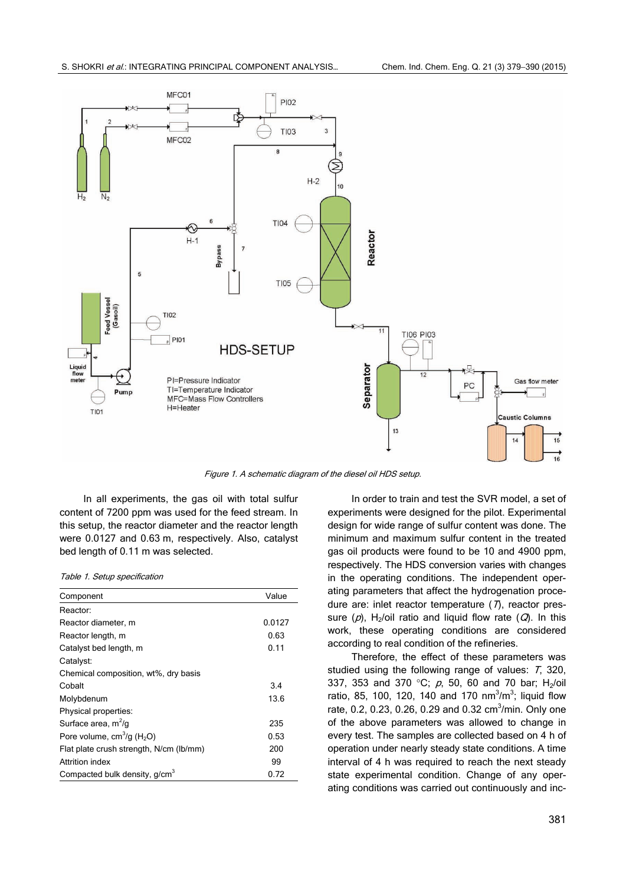HDS-SETUP

PI=Pressure Indicator
TI=Temperature Indicator
MFC=Mass Flow Controllers
H=Heater

MFC01, MFC02, PI02, TI03, H-2, TI04, TI05, Reactor, H-1, Bypass, Feed Vessel (Gasoil), Liquid flow meter, Pump, TI01, TI02, PI01, Separator, TI06, PI03, PC, Gas flow meter, Caustic Columns, $H_2$, $N_2$

Figure 1. A schematic diagram of the diesel oil HDS setup.

In all experiments, the gas oil with total sulfur content of 7200 ppm was used for the feed stream. In this setup, the reactor diameter and the reactor length were 0.0127 and 0.63 m, respectively. Also, catalyst bed length of 0.11 m was selected.

Table 1. Setup specification

| Component | Value |
|---|---|
| Reactor: | |
| Reactor diameter, m | 0.0127 |
| Reactor length, m | 0.63 |
| Catalyst bed length, m | 0.11 |
| Catalyst: | |
| Chemical composition, wt%, dry basis | |
| Cobalt | 3.4 |
| Molybdenum | 13.6 |
| Physical properties: | |
| Surface area, $m^2$/g | 235 |
| Pore volume, $cm^3$/g ($H_2O$) | 0.53 |
| Flat plate crush strength, N/cm (lb/mm) | 200 |
| Attrition index | 99 |
| Compacted bulk density, g/$cm^3$ | 0.72 |

In order to train and test the SVR model, a set of experiments were designed for the pilot. Experimental design for wide range of sulfur content was done. The minimum and maximum sulfur content in the treated gas oil products were found to be 10 and 4900 ppm, respectively. The HDS conversion varies with changes in the operating conditions. The independent operating parameters that affect the hydrogenation procedure are: inlet reactor temperature ($T$), reactor pressure ($p$), $H_2$/oil ratio and liquid flow rate ($Q$). In this work, these operating conditions are considered according to real condition of the refineries.

Therefore, the effect of these parameters was studied using the following range of values: $T$, 320, 337, 353 and 370 °C; $p$, 50, 60 and 70 bar; $H_2$/oil ratio, 85, 100, 120, 140 and 170 $nm^3/m^3$; liquid flow rate, 0.2, 0.23, 0.26, 0.29 and 0.32 $cm^3$/min. Only one of the above parameters was allowed to change in every test. The samples are collected based on 4 h of operation under nearly steady state conditions. A time interval of 4 h was required to reach the next steady state experimental condition. Change of any operating conditions was carried out continuously and inc-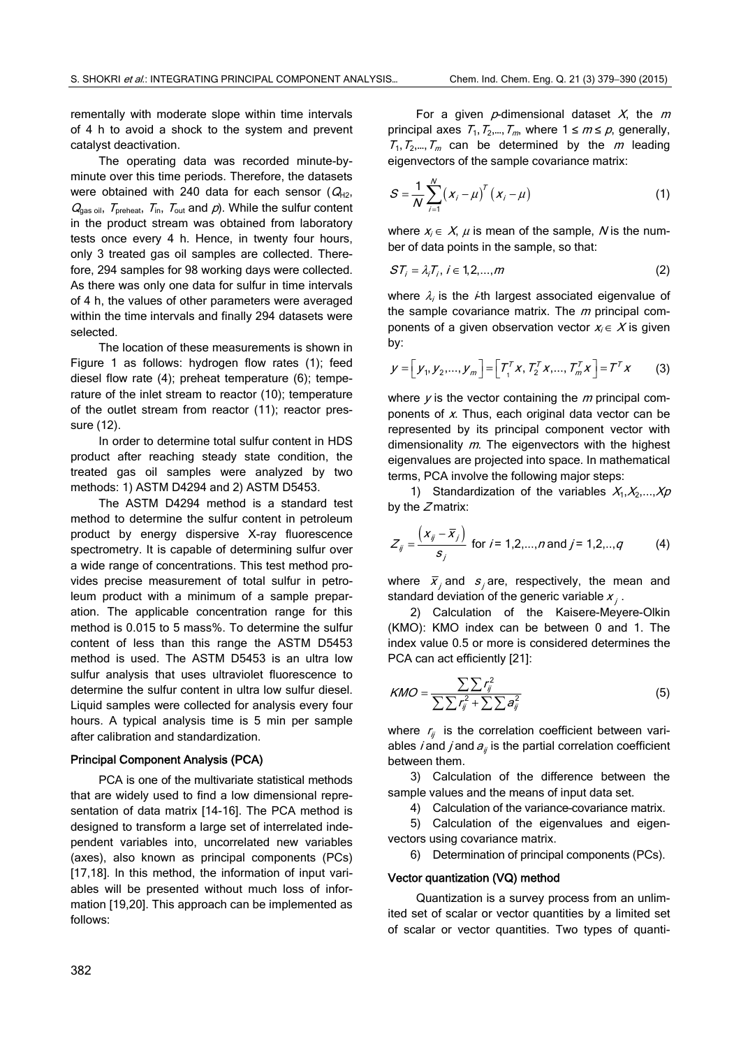rementally with moderate slope within time intervals of 4 h to avoid a shock to the system and prevent catalyst deactivation.

The operating data was recorded minute-by-minute over this time periods. Therefore, the datasets were obtained with 240 data for each sensor ($Q_{H2}$, $Q_{gas\ oil}$, $T_{preheat}$, $T_{in}$, $T_{out}$ and $p$). While the sulfur content in the product stream was obtained from laboratory tests once every 4 h. Hence, in twenty four hours, only 3 treated gas oil samples are collected. Therefore, 294 samples for 98 working days were collected. As there was only one data for sulfur in time intervals of 4 h, the values of other parameters were averaged within the time intervals and finally 294 datasets were selected.

The location of these measurements is shown in Figure 1 as follows: hydrogen flow rates (1); feed diesel flow rate (4); preheat temperature (6); temperature of the inlet stream to reactor (10); temperature of the outlet stream from reactor (11); reactor pressure (12).

In order to determine total sulfur content in HDS product after reaching steady state condition, the treated gas oil samples were analyzed by two methods: 1) ASTM D4294 and 2) ASTM D5453.

The ASTM D4294 method is a standard test method to determine the sulfur content in petroleum product by energy dispersive X-ray fluorescence spectrometry. It is capable of determining sulfur over a wide range of concentrations. This test method provides precise measurement of total sulfur in petroleum product with a minimum of a sample preparation. The applicable concentration range for this method is 0.015 to 5 mass%. To determine the sulfur content of less than this range the ASTM D5453 method is used. The ASTM D5453 is an ultra low sulfur analysis that uses ultraviolet fluorescence to determine the sulfur content in ultra low sulfur diesel. Liquid samples were collected for analysis every four hours. A typical analysis time is 5 min per sample after calibration and standardization.

### Principal Component Analysis (PCA)

PCA is one of the multivariate statistical methods that are widely used to find a low dimensional representation of data matrix [14-16]. The PCA method is designed to transform a large set of interrelated independent variables into, uncorrelated new variables (axes), also known as principal components (PCs) [17,18]. In this method, the information of input variables will be presented without much loss of information [19,20]. This approach can be implemented as follows:

For a given $p$-dimensional dataset $X$, the $m$ principal axes $T_1, T_2, ..., T_m$, where $1 \leq m \leq p$, generally, $T_1, T_2, ..., T_m$ can be determined by the $m$ leading eigenvectors of the sample covariance matrix:

$$S = \frac{1}{N}\sum_{i=1}^{N}\left(x_i - \mu\right)^T\left(x_i - \mu\right) \tag{1}$$

where $x_i \in X$, $\mu$ is mean of the sample, $N$ is the number of data points in the sample, so that:

$$ST_i = \lambda_i T_i,\ i \in 1,2,...,m \tag{2}$$

where $\lambda_i$ is the $i$-th largest associated eigenvalue of the sample covariance matrix. The $m$ principal components of a given observation vector $x_i \in X$ is given by:

$$y = \left[y_1, y_2, ..., y_m\right] = \left[T_1^T x, T_2^T x, ..., T_m^T x\right] = T^T x \tag{3}$$

where $y$ is the vector containing the $m$ principal components of $x$. Thus, each original data vector can be represented by its principal component vector with dimensionality $m$. The eigenvectors with the highest eigenvalues are projected into space. In mathematical terms, PCA involve the following major steps:

1) Standardization of the variables $X_1, X_2, ..., Xp$ by the $Z$ matrix:

$$Z_{ij} = \frac{\left(x_{ij} - \bar{x}_j\right)}{s_j} \text{ for } i = 1,2,...,n \text{ and } j = 1,2,..,q \tag{4}$$

where $\bar{x}_j$ and $s_j$ are, respectively, the mean and standard deviation of the generic variable $x_j$.

2) Calculation of the Kaisere-Meyere-Olkin (KMO): KMO index can be between 0 and 1. The index value 0.5 or more is considered determines the PCA can act efficiently [21]:

$$KMO = \frac{\sum\sum r_{ij}^2}{\sum\sum r_{ij}^2 + \sum\sum a_{ij}^2} \tag{5}$$

where $r_{ij}$ is the correlation coefficient between variables $i$ and $j$ and $a_{ij}$ is the partial correlation coefficient between them.

3) Calculation of the difference between the sample values and the means of input data set.

4) Calculation of the variance–covariance matrix.

5) Calculation of the eigenvalues and eigenvectors using covariance matrix.

6) Determination of principal components (PCs).

### Vector quantization (VQ) method

Quantization is a survey process from an unlimited set of scalar or vector quantities by a limited set of scalar or vector quantities. Two types of quanti-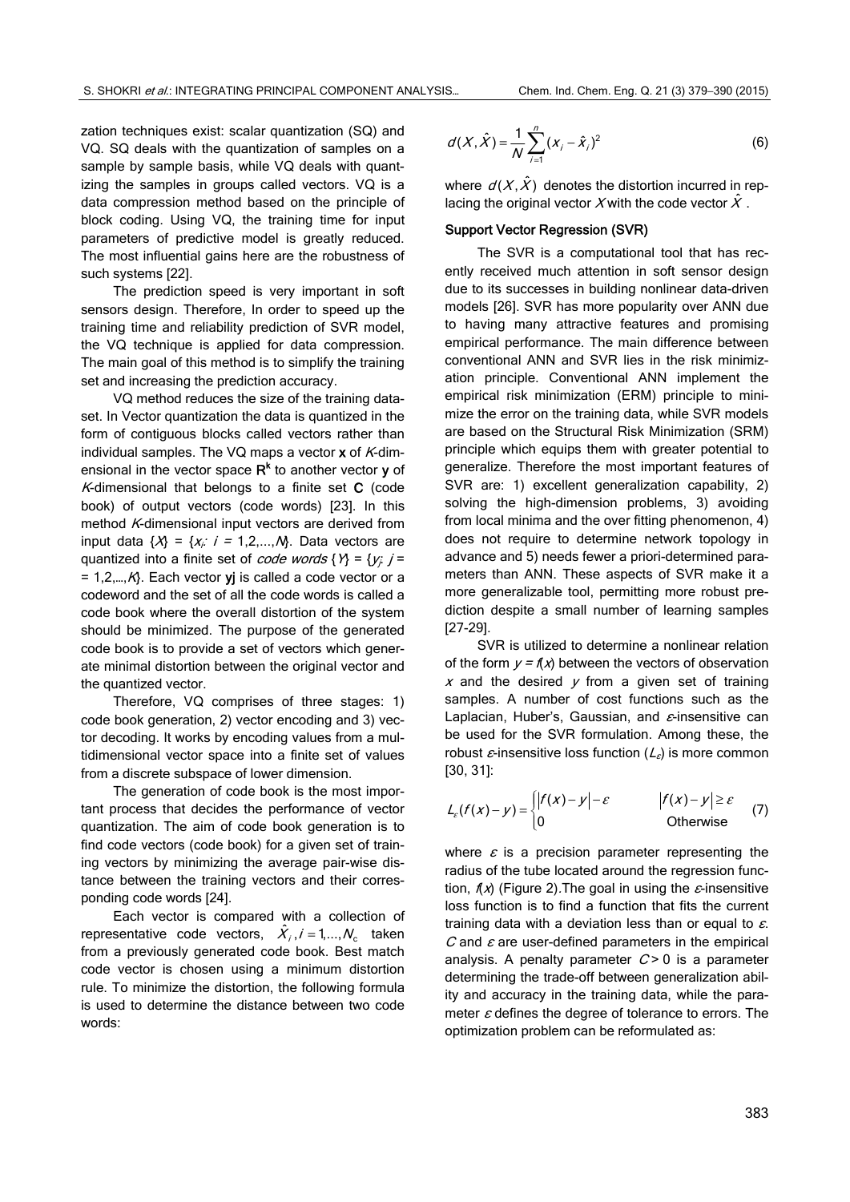zation techniques exist: scalar quantization (SQ) and VQ. SQ deals with the quantization of samples on a sample by sample basis, while VQ deals with quantizing the samples in groups called vectors. VQ is a data compression method based on the principle of block coding. Using VQ, the training time for input parameters of predictive model is greatly reduced. The most influential gains here are the robustness of such systems [22].

The prediction speed is very important in soft sensors design. Therefore, In order to speed up the training time and reliability prediction of SVR model, the VQ technique is applied for data compression. The main goal of this method is to simplify the training set and increasing the prediction accuracy.

VQ method reduces the size of the training dataset. In Vector quantization the data is quantized in the form of contiguous blocks called vectors rather than individual samples. The VQ maps a vector **x** of $K$-dimensional in the vector space $\mathbf{R}^k$ to another vector **y** of $K$-dimensional that belongs to a finite set **C** (code book) of output vectors (code words) [23]. In this method $K$-dimensional input vectors are derived from input data $\{X\} = \{x_i: i = 1,2,...,N\}$. Data vectors are quantized into a finite set of *code words* $\{Y\} = \{y_j: j = 1,2,...,K\}$. Each vector **yj** is called a code vector or a codeword and the set of all the code words is called a code book where the overall distortion of the system should be minimized. The purpose of the generated code book is to provide a set of vectors which generate minimal distortion between the original vector and the quantized vector.

Therefore, VQ comprises of three stages: 1) code book generation, 2) vector encoding and 3) vector decoding. It works by encoding values from a multidimensional vector space into a finite set of values from a discrete subspace of lower dimension.

The generation of code book is the most important process that decides the performance of vector quantization. The aim of code book generation is to find code vectors (code book) for a given set of training vectors by minimizing the average pair-wise distance between the training vectors and their corresponding code words [24].

Each vector is compared with a collection of representative code vectors, $\hat{X}_i, i = 1,...,N_c$ taken from a previously generated code book. Best match code vector is chosen using a minimum distortion rule. To minimize the distortion, the following formula is used to determine the distance between two code words:

$$d(X,\hat{X}) = \frac{1}{N}\sum_{i=1}^{n}(x_i - \hat{x}_i)^2 \tag{6}$$

where $d(X,\hat{X})$ denotes the distortion incurred in replacing the original vector $X$ with the code vector $\hat{X}$.

### Support Vector Regression (SVR)

The SVR is a computational tool that has recently received much attention in soft sensor design due to its successes in building nonlinear data-driven models [26]. SVR has more popularity over ANN due to having many attractive features and promising empirical performance. The main difference between conventional ANN and SVR lies in the risk minimization principle. Conventional ANN implement the empirical risk minimization (ERM) principle to minimize the error on the training data, while SVR models are based on the Structural Risk Minimization (SRM) principle which equips them with greater potential to generalize. Therefore the most important features of SVR are: 1) excellent generalization capability, 2) solving the high-dimension problems, 3) avoiding from local minima and the over fitting phenomenon, 4) does not require to determine network topology in advance and 5) needs fewer a priori-determined parameters than ANN. These aspects of SVR make it a more generalizable tool, permitting more robust prediction despite a small number of learning samples [27-29].

SVR is utilized to determine a nonlinear relation of the form $y = f(x)$ between the vectors of observation $x$ and the desired $y$ from a given set of training samples. A number of cost functions such as the Laplacian, Huber's, Gaussian, and $\varepsilon$-insensitive can be used for the SVR formulation. Among these, the robust $\varepsilon$-insensitive loss function ($L_\varepsilon$) is more common [30, 31]:

$$L_\varepsilon(f(x)-y) = \begin{cases} |f(x)-y| - \varepsilon & |f(x)-y| \geq \varepsilon \\ 0 & \text{Otherwise} \end{cases} \tag{7}$$

where $\varepsilon$ is a precision parameter representing the radius of the tube located around the regression function, $f(x)$ (Figure 2).The goal in using the $\varepsilon$-insensitive loss function is to find a function that fits the current training data with a deviation less than or equal to $\varepsilon$. $C$ and $\varepsilon$ are user-defined parameters in the empirical analysis. A penalty parameter $C > 0$ is a parameter determining the trade-off between generalization ability and accuracy in the training data, while the parameter $\varepsilon$ defines the degree of tolerance to errors. The optimization problem can be reformulated as: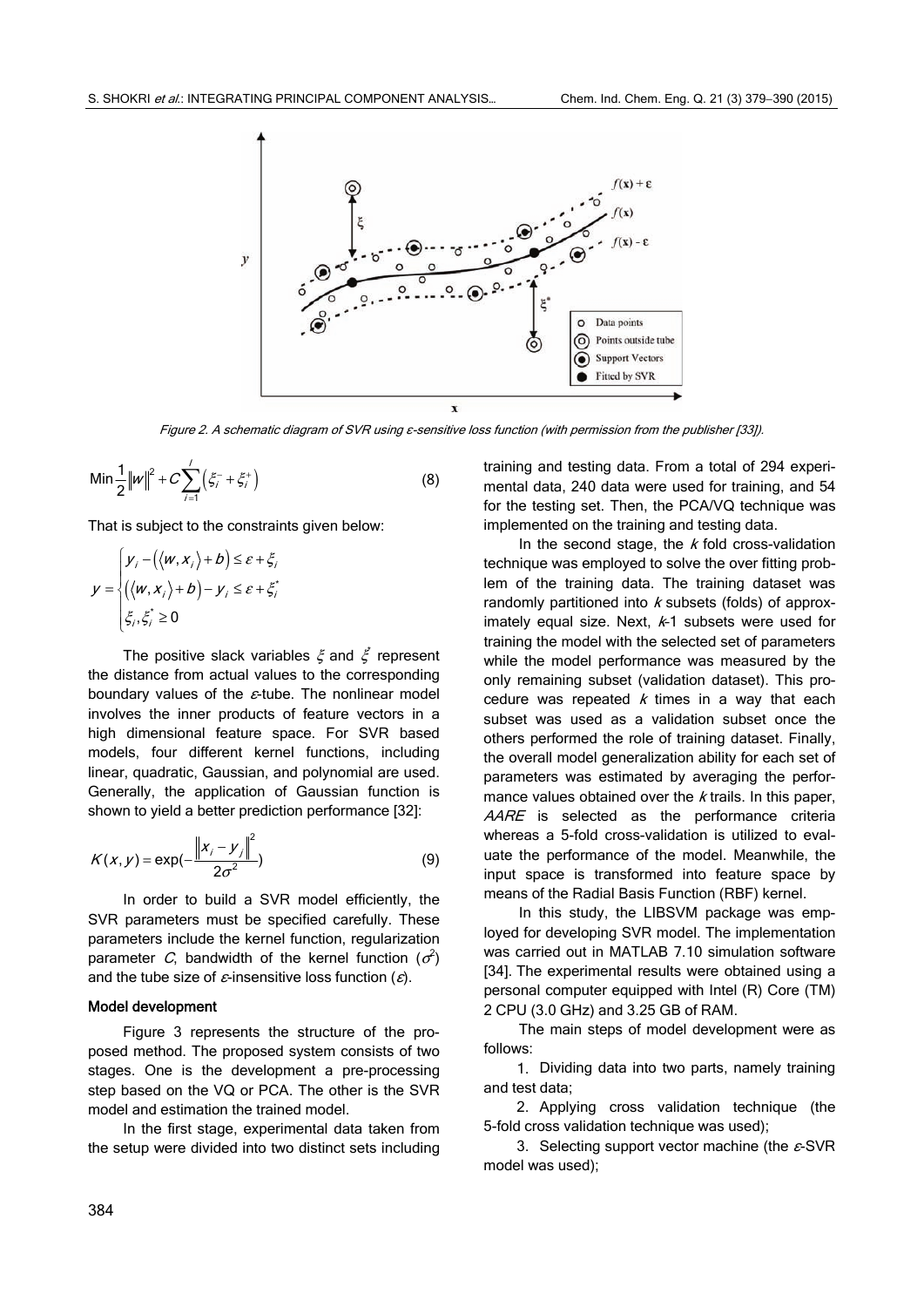y

x

$f(\mathbf{x}) + \varepsilon$

$f(\mathbf{x})$

$f(\mathbf{x}) - \varepsilon$

ξ

ξ*

Data points

Points outside tube

Support Vectors

Fitted by SVR

*Figure 2. A schematic diagram of SVR using ε-sensitive loss function (with permission from the publisher [33]).*

$$\text{Min}\frac{1}{2}\|w\|^2 + C\sum_{i=1}^{l}\left(\xi_i^- + \xi_i^+\right) \tag{8}$$

That is subject to the constraints given below:

$$y = \begin{cases} y_i - \left(\langle w, x_i\rangle + b\right) \le \varepsilon + \xi_i \\ \left(\langle w, x_i\rangle + b\right) - y_i \le \varepsilon + \xi_i^* \\ \xi_i, \xi_i^* \ge 0 \end{cases}$$

The positive slack variables $\xi$ and $\xi^*$ represent the distance from actual values to the corresponding boundary values of the $\varepsilon$-tube. The nonlinear model involves the inner products of feature vectors in a high dimensional feature space. For SVR based models, four different kernel functions, including linear, quadratic, Gaussian, and polynomial are used. Generally, the application of Gaussian function is shown to yield a better prediction performance [32]:

$$K(x, y) = \exp\left(-\frac{\|x_i - y_j\|^2}{2\sigma^2}\right) \tag{9}$$

In order to build a SVR model efficiently, the SVR parameters must be specified carefully. These parameters include the kernel function, regularization parameter $C$, bandwidth of the kernel function ($\sigma^2$) and the tube size of $\varepsilon$-insensitive loss function ($\varepsilon$).

### Model development

Figure 3 represents the structure of the proposed method. The proposed system consists of two stages. One is the development a pre-processing step based on the VQ or PCA. The other is the SVR model and estimation the trained model.

In the first stage, experimental data taken from the setup were divided into two distinct sets including training and testing data. From a total of 294 experimental data, 240 data were used for training, and 54 for the testing set. Then, the PCA/VQ technique was implemented on the training and testing data.

In the second stage, the $k$ fold cross-validation technique was employed to solve the over fitting problem of the training data. The training dataset was randomly partitioned into $k$ subsets (folds) of approximately equal size. Next, $k$-1 subsets were used for training the model with the selected set of parameters while the model performance was measured by the only remaining subset (validation dataset). This procedure was repeated $k$ times in a way that each subset was used as a validation subset once the others performed the role of training dataset. Finally, the overall model generalization ability for each set of parameters was estimated by averaging the performance values obtained over the $k$ trails. In this paper, *AARE* is selected as the performance criteria whereas a 5-fold cross-validation is utilized to evaluate the performance of the model. Meanwhile, the input space is transformed into feature space by means of the Radial Basis Function (RBF) kernel.

In this study, the LIBSVM package was employed for developing SVR model. The implementation was carried out in MATLAB 7.10 simulation software [34]. The experimental results were obtained using a personal computer equipped with Intel (R) Core (TM) 2 CPU (3.0 GHz) and 3.25 GB of RAM.

The main steps of model development were as follows:

1. Dividing data into two parts, namely training and test data;
2. Applying cross validation technique (the 5-fold cross validation technique was used);
3. Selecting support vector machine (the $\varepsilon$-SVR model was used);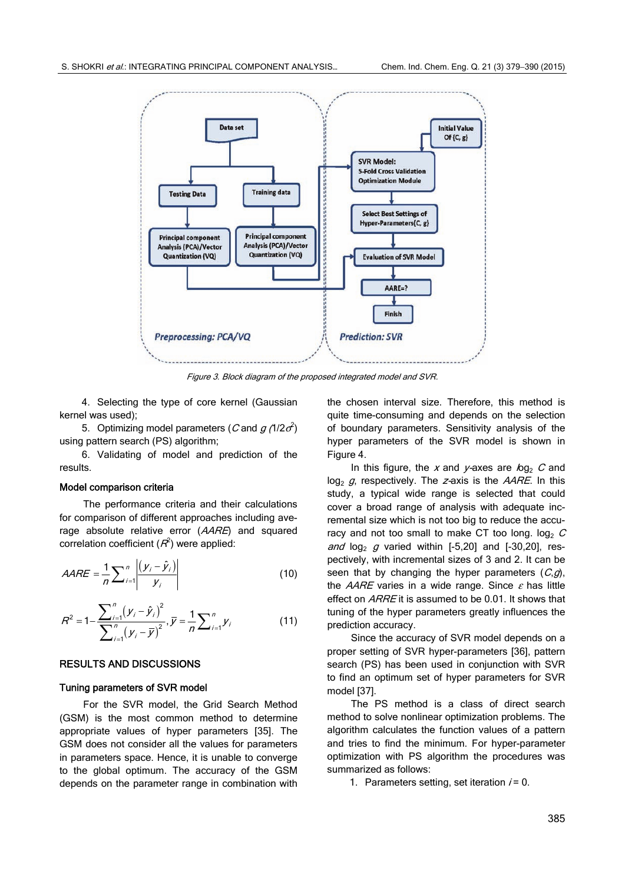Figure 3. Block diagram of the proposed integrated model and SVR.

4. Selecting the type of core kernel (Gaussian kernel was used);

5. Optimizing model parameters ($C$ and $g$ ($1/2\sigma^2$) using pattern search (PS) algorithm;

6. Validating of model and prediction of the results.

### Model comparison criteria

The performance criteria and their calculations for comparison of different approaches including average absolute relative error (*AARE*) and squared correlation coefficient ($R^2$) were applied:

$$AARE = \frac{1}{n}\sum_{i=1}^{n}\left|\frac{(y_i - \hat{y}_i)}{y_i}\right| \tag{10}$$

$$R^2 = 1 - \frac{\sum_{i=1}^{n}(y_i - \hat{y}_i)^2}{\sum_{i=1}^{n}(y_i - \bar{y})^2}, \bar{y} = \frac{1}{n}\sum_{i=1}^{n} y_i \tag{11}$$

## RESULTS AND DISCUSSIONS

### Tuning parameters of SVR model

For the SVR model, the Grid Search Method (GSM) is the most common method to determine appropriate values of hyper parameters [35]. The GSM does not consider all the values for parameters in parameters space. Hence, it is unable to converge to the global optimum. The accuracy of the GSM depends on the parameter range in combination with the chosen interval size. Therefore, this method is quite time-consuming and depends on the selection of boundary parameters. Sensitivity analysis of the hyper parameters of the SVR model is shown in Figure 4.

In this figure, the $x$ and $y$-axes are $\log_2 C$ and $\log_2 g$, respectively. The $z$-axis is the *AARE*. In this study, a typical wide range is selected that could cover a broad range of analysis with adequate incremental size which is not too big to reduce the accuracy and not too small to make CT too long. $\log_2 C$ *and* $\log_2 g$ varied within [-5,20] and [-30,20], respectively, with incremental sizes of 3 and 2. It can be seen that by changing the hyper parameters ($C$,$g$), the *AARE* varies in a wide range. Since $\varepsilon$ has little effect on *ARRE* it is assumed to be 0.01. It shows that tuning of the hyper parameters greatly influences the prediction accuracy.

Since the accuracy of SVR model depends on a proper setting of SVR hyper-parameters [36], pattern search (PS) has been used in conjunction with SVR to find an optimum set of hyper parameters for SVR model [37].

The PS method is a class of direct search method to solve nonlinear optimization problems. The algorithm calculates the function values of a pattern and tries to find the minimum. For hyper-parameter optimization with PS algorithm the procedures was summarized as follows:

1. Parameters setting, set iteration $i = 0$.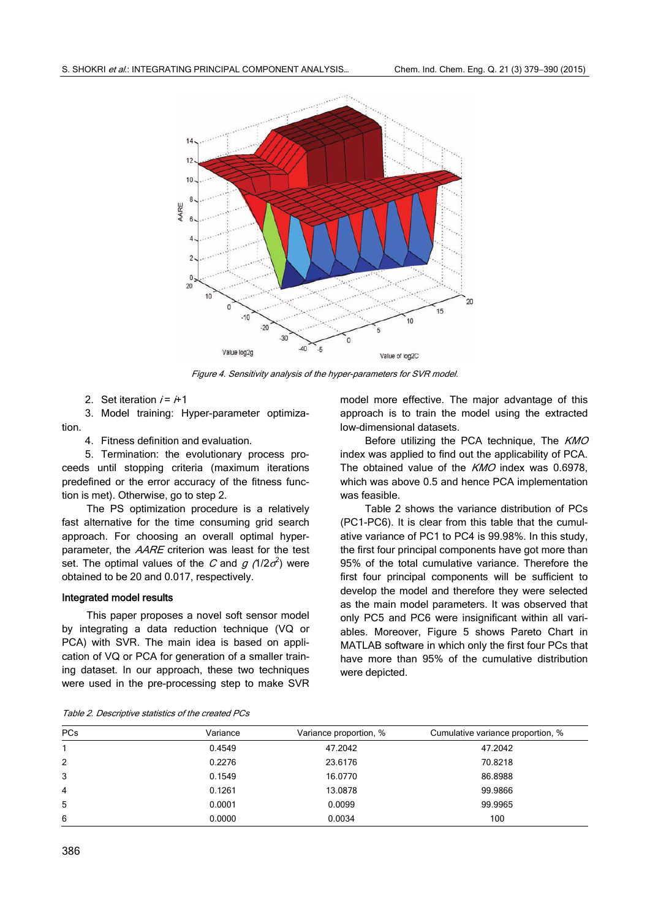14
12
10
8
6
4
2
0
AARE
20
10
0
-10
-20
-30
-40
Value log2g
-5
0
5
10
15
20
Value of log2C

*Figure 4. Sensitivity analysis of the hyper-parameters for SVR model.*

2. Set iteration $i = i+1$
3. Model training: Hyper-parameter optimization.
4. Fitness definition and evaluation.
5. Termination: the evolutionary process proceeds until stopping criteria (maximum iterations predefined or the error accuracy of the fitness function is met). Otherwise, go to step 2.

The PS optimization procedure is a relatively fast alternative for the time consuming grid search approach. For choosing an overall optimal hyper-parameter, the *AARE* criterion was least for the test set. The optimal values of the $C$ and $g$ ($1/2\sigma^2$) were obtained to be 20 and 0.017, respectively.

### Integrated model results

This paper proposes a novel soft sensor model by integrating a data reduction technique (VQ or PCA) with SVR. The main idea is based on application of VQ or PCA for generation of a smaller training dataset. In our approach, these two techniques were used in the pre-processing step to make SVR model more effective. The major advantage of this approach is to train the model using the extracted low-dimensional datasets.

Before utilizing the PCA technique, The *KMO* index was applied to find out the applicability of PCA. The obtained value of the *KMO* index was 0.6978, which was above 0.5 and hence PCA implementation was feasible.

Table 2 shows the variance distribution of PCs (PC1-PC6). It is clear from this table that the cumulative variance of PC1 to PC4 is 99.98%. In this study, the first four principal components have got more than 95% of the total cumulative variance. Therefore the first four principal components will be sufficient to develop the model and therefore they were selected as the main model parameters. It was observed that only PC5 and PC6 were insignificant within all variables. Moreover, Figure 5 shows Pareto Chart in MATLAB software in which only the first four PCs that have more than 95% of the cumulative distribution were depicted.

*Table 2. Descriptive statistics of the created PCs*

| PCs | Variance | Variance proportion, % | Cumulative variance proportion, % |
|---|---|---|---|
| 1 | 0.4549 | 47.2042 | 47.2042 |
| 2 | 0.2276 | 23.6176 | 70.8218 |
| 3 | 0.1549 | 16.0770 | 86.8988 |
| 4 | 0.1261 | 13.0878 | 99.9866 |
| 5 | 0.0001 | 0.0099 | 99.9965 |
| 6 | 0.0000 | 0.0034 | 100 |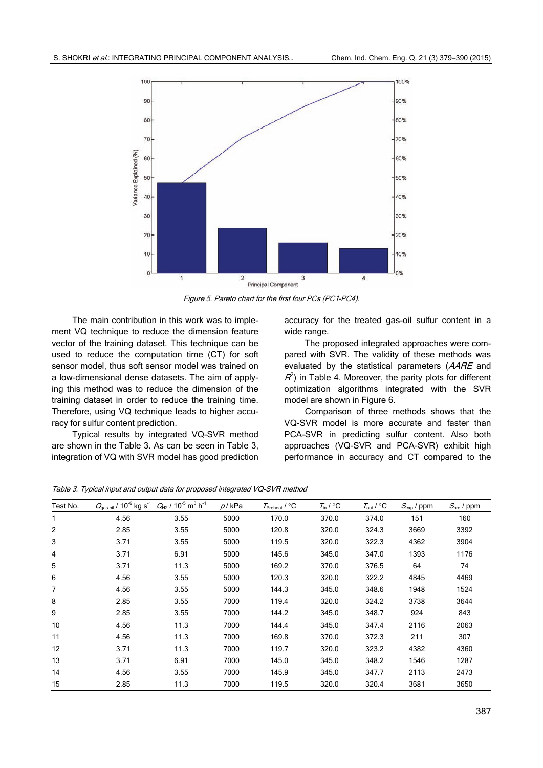100
90
80
70
60
50
40
30
20
10
0

100%
90%
80%
70%
60%
50%
40%
30%
20%
10%
0%

Variance Explained (%)

1
2
3
4

Principal Component

*Figure 5. Pareto chart for the first four PCs (PC1-PC4).*

The main contribution in this work was to implement VQ technique to reduce the dimension feature vector of the training dataset. This technique can be used to reduce the computation time (CT) for soft sensor model, thus soft sensor model was trained on a low-dimensional dense datasets. The aim of applying this method was to reduce the dimension of the training dataset in order to reduce the training time. Therefore, using VQ technique leads to higher accuracy for sulfur content prediction.

Typical results by integrated VQ-SVR method are shown in the Table 3. As can be seen in Table 3, integration of VQ with SVR model has good prediction accuracy for the treated gas-oil sulfur content in a wide range.

The proposed integrated approaches were compared with SVR. The validity of these methods was evaluated by the statistical parameters (*AARE* and $R^2$) in Table 4. Moreover, the parity plots for different optimization algorithms integrated with the SVR model are shown in Figure 6.

Comparison of three methods shows that the VQ-SVR model is more accurate and faster than PCA-SVR in predicting sulfur content. Also both approaches (VQ-SVR and PCA-SVR) exhibit high performance in accuracy and CT compared to the

*Table 3. Typical input and output data for proposed integrated VQ-SVR method*

| Test No. | $Q_{gas\ oil}$ / $10^{-6}$ kg s$^{-1}$ | $Q_{H2}$ / $10^{-5}$ m$^3$ h$^{-1}$ | $p$ / kPa | $T_{Preheat}$ / °C | $T_{in}$ / °C | $T_{out}$ / °C | $S_{exp}$ / ppm | $S_{pre}$ / ppm |
|---|---|---|---|---|---|---|---|---|
| 1 | 4.56 | 3.55 | 5000 | 170.0 | 370.0 | 374.0 | 151 | 160 |
| 2 | 2.85 | 3.55 | 5000 | 120.8 | 320.0 | 324.3 | 3669 | 3392 |
| 3 | 3.71 | 3.55 | 5000 | 119.5 | 320.0 | 322.3 | 4362 | 3904 |
| 4 | 3.71 | 6.91 | 5000 | 145.6 | 345.0 | 347.0 | 1393 | 1176 |
| 5 | 3.71 | 11.3 | 5000 | 169.2 | 370.0 | 376.5 | 64 | 74 |
| 6 | 4.56 | 3.55 | 5000 | 120.3 | 320.0 | 322.2 | 4845 | 4469 |
| 7 | 4.56 | 3.55 | 5000 | 144.3 | 345.0 | 348.6 | 1948 | 1524 |
| 8 | 2.85 | 3.55 | 7000 | 119.4 | 320.0 | 324.2 | 3738 | 3644 |
| 9 | 2.85 | 3.55 | 7000 | 144.2 | 345.0 | 348.7 | 924 | 843 |
| 10 | 4.56 | 11.3 | 7000 | 144.4 | 345.0 | 347.4 | 2116 | 2063 |
| 11 | 4.56 | 11.3 | 7000 | 169.8 | 370.0 | 372.3 | 211 | 307 |
| 12 | 3.71 | 11.3 | 7000 | 119.7 | 320.0 | 323.2 | 4382 | 4360 |
| 13 | 3.71 | 6.91 | 7000 | 145.0 | 345.0 | 348.2 | 1546 | 1287 |
| 14 | 4.56 | 3.55 | 7000 | 145.9 | 345.0 | 347.7 | 2113 | 2473 |
| 15 | 2.85 | 11.3 | 7000 | 119.5 | 320.0 | 320.4 | 3681 | 3650 |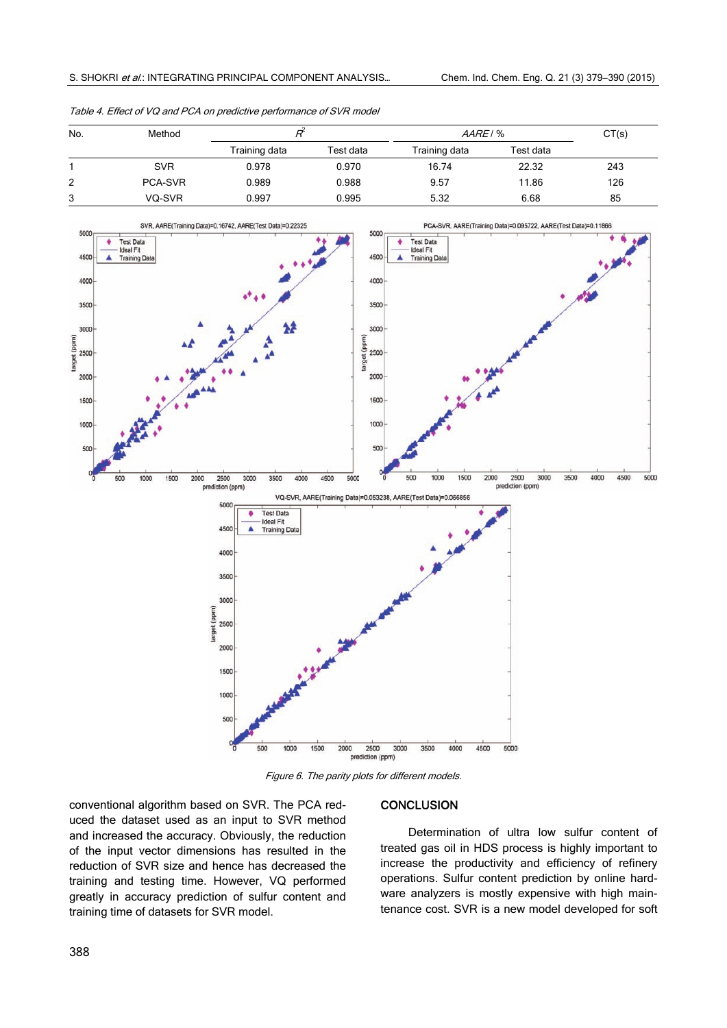Table 4. Effect of VQ and PCA on predictive performance of SVR model

| No. | Method | $R^2$ | | AARE / % | | CT(s) |
|---|---|---|---|---|---|---|
| | | Training data | Test data | Training data | Test data | |
| 1 | SVR | 0.978 | 0.970 | 16.74 | 22.32 | 243 |
| 2 | PCA-SVR | 0.989 | 0.988 | 9.57 | 11.86 | 126 |
| 3 | VQ-SVR | 0.997 | 0.995 | 5.32 | 6.68 | 85 |

SVR, AARE(Training Data)=0.16742, AARE(Test Data)=0.22325

PCA-SVR, AARE(Training Data)=0.095722, AARE(Test Data)=0.11866

VQ-SVR, AARE(Training Data)=0.053238, AARE(Test Data)=0.066856

Test Data
Ideal Fit
Training Data

target (ppm)

prediction (ppm)

Figure 6. The parity plots for different models.

conventional algorithm based on SVR. The PCA reduced the dataset used as an input to SVR method and increased the accuracy. Obviously, the reduction of the input vector dimensions has resulted in the reduction of SVR size and hence has decreased the training and testing time. However, VQ performed greatly in accuracy prediction of sulfur content and training time of datasets for SVR model.

## CONCLUSION

Determination of ultra low sulfur content of treated gas oil in HDS process is highly important to increase the productivity and efficiency of refinery operations. Sulfur content prediction by online hardware analyzers is mostly expensive with high maintenance cost. SVR is a new model developed for soft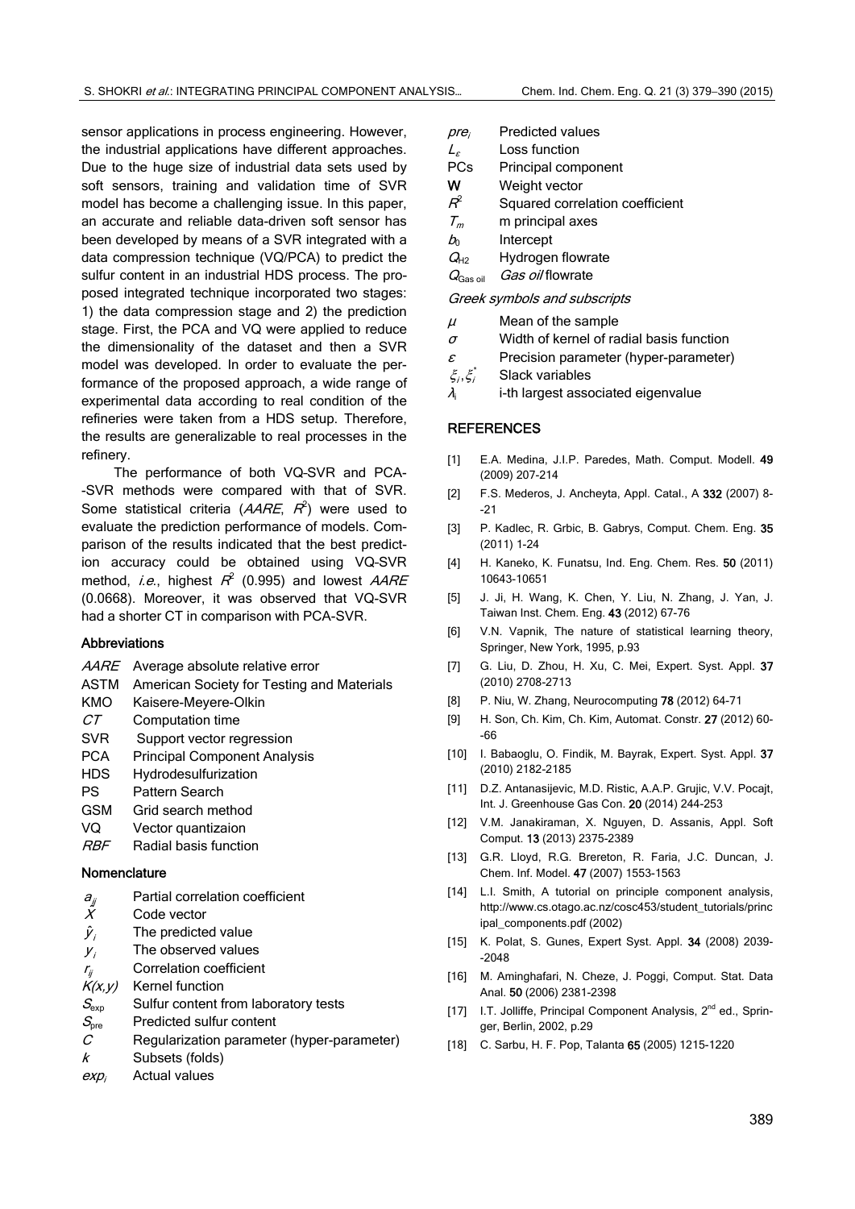sensor applications in process engineering. However, the industrial applications have different approaches. Due to the huge size of industrial data sets used by soft sensors, training and validation time of SVR model has become a challenging issue. In this paper, an accurate and reliable data-driven soft sensor has been developed by means of a SVR integrated with a data compression technique (VQ/PCA) to predict the sulfur content in an industrial HDS process. The proposed integrated technique incorporated two stages: 1) the data compression stage and 2) the prediction stage. First, the PCA and VQ were applied to reduce the dimensionality of the dataset and then a SVR model was developed. In order to evaluate the performance of the proposed approach, a wide range of experimental data according to real condition of the refineries were taken from a HDS setup. Therefore, the results are generalizable to real processes in the refinery.

The performance of both VQ-SVR and PCA-SVR methods were compared with that of SVR. Some statistical criteria (*AARE*, $R^2$) were used to evaluate the prediction performance of models. Comparison of the results indicated that the best prediction accuracy could be obtained using VQ-SVR method, *i.e.*, highest $R^2$ (0.995) and lowest *AARE* (0.0668). Moreover, it was observed that VQ-SVR had a shorter CT in comparison with PCA-SVR.

### Abbreviations

| | |
|---|---|
| *AARE* | Average absolute relative error |
| ASTM | American Society for Testing and Materials |
| KMO | Kaisere-Meyere-Olkin |
| *CT* | Computation time |
| SVR | Support vector regression |
| PCA | Principal Component Analysis |
| HDS | Hydrodesulfurization |
| PS | Pattern Search |
| GSM | Grid search method |
| VQ | Vector quantizaion |
| *RBF* | Radial basis function |

### Nomenclature

| | |
|---|---|
| $a_{ij}$ | Partial correlation coefficient |
| $X$ | Code vector |
| $\hat{y}_i$ | The predicted value |
| $y_i$ | The observed values |
| $r_{ij}$ | Correlation coefficient |
| $K(x,y)$ | Kernel function |
| $S_{exp}$ | Sulfur content from laboratory tests |
| $S_{pre}$ | Predicted sulfur content |
| $C$ | Regularization parameter (hyper-parameter) |
| $k$ | Subsets (folds) |
| $exp_i$ | Actual values |
| $pre_i$ | Predicted values |
| $L_\varepsilon$ | Loss function |
| PCs | Principal component |
| **W** | Weight vector |
| $R^2$ | Squared correlation coefficient |
| $T_m$ | m principal axes |
| $b_0$ | Intercept |
| $Q_{H2}$ | Hydrogen flowrate |
| $Q_{Gas\ oil}$ | *Gas oil* flowrate |

*Greek symbols and subscripts*

| | |
|---|---|
| $\mu$ | Mean of the sample |
| $\sigma$ | Width of kernel of radial basis function |
| $\varepsilon$ | Precision parameter (hyper-parameter) |
| $\xi_i, \xi_i^*$ | Slack variables |
| $\lambda_i$ | i-th largest associated eigenvalue |

## REFERENCES

[1] E.A. Medina, J.I.P. Paredes, Math. Comput. Modell. **49** (2009) 207-214

[2] F.S. Mederos, J. Ancheyta, Appl. Catal., A **332** (2007) 8-21

[3] P. Kadlec, R. Grbic, B. Gabrys, Comput. Chem. Eng. **35** (2011) 1-24

[4] H. Kaneko, K. Funatsu, Ind. Eng. Chem. Res. **50** (2011) 10643-10651

[5] J. Ji, H. Wang, K. Chen, Y. Liu, N. Zhang, J. Yan, J. Taiwan Inst. Chem. Eng. **43** (2012) 67-76

[6] V.N. Vapnik, The nature of statistical learning theory, Springer, New York, 1995, p.93

[7] G. Liu, D. Zhou, H. Xu, C. Mei, Expert. Syst. Appl. **37** (2010) 2708-2713

[8] P. Niu, W. Zhang, Neurocomputing **78** (2012) 64-71

[9] H. Son, Ch. Kim, Ch. Kim, Automat. Constr. **27** (2012) 60-66

[10] I. Babaoglu, O. Findik, M. Bayrak, Expert. Syst. Appl. **37** (2010) 2182-2185

[11] D.Z. Antanasijevic, M.D. Ristic, A.A.P. Grujic, V.V. Pocajt, Int. J. Greenhouse Gas Con. **20** (2014) 244-253

[12] V.M. Janakiraman, X. Nguyen, D. Assanis, Appl. Soft Comput. **13** (2013) 2375-2389

[13] G.R. Lloyd, R.G. Brereton, R. Faria, J.C. Duncan, J. Chem. Inf. Model. **47** (2007) 1553-1563

[14] L.I. Smith, A tutorial on principle component analysis, http://www.cs.otago.ac.nz/cosc453/student_tutorials/principal_components.pdf (2002)

[15] K. Polat, S. Gunes, Expert Syst. Appl. **34** (2008) 2039-2048

[16] M. Aminghafari, N. Cheze, J. Poggi, Comput. Stat. Data Anal. **50** (2006) 2381-2398

[17] I.T. Jolliffe, Principal Component Analysis, 2nd ed., Springer, Berlin, 2002, p.29

[18] C. Sarbu, H. F. Pop, Talanta **65** (2005) 1215-1220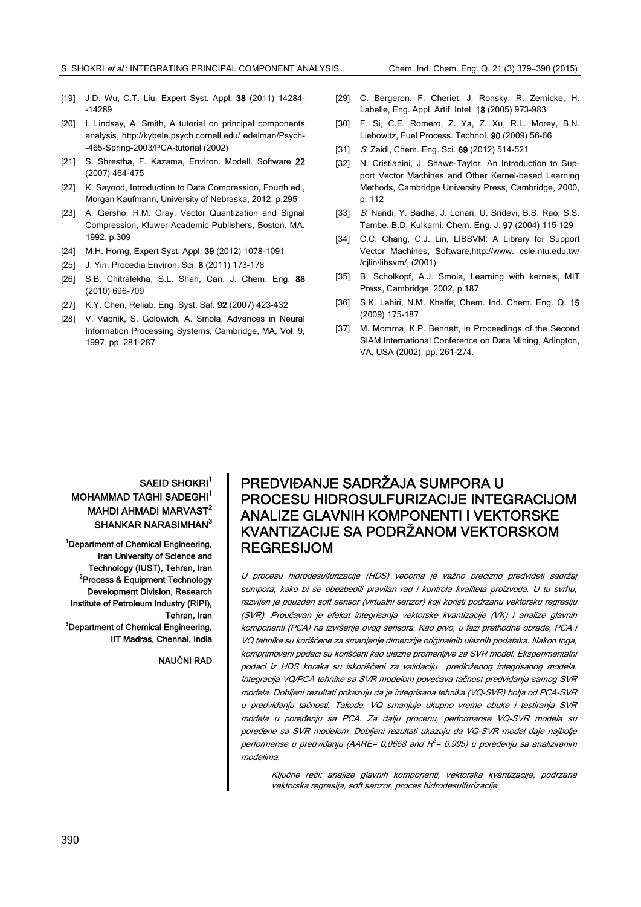[19] J.D. Wu, C.T. Liu, Expert Syst. Appl. **38** (2011) 14284--14289

[20] I. Lindsay, A. Smith, A tutorial on principal components analysis, http://kybele.psych.cornell.edu/ edelman/Psych--465-Spring-2003/PCA-tutorial (2002)

[21] S. Shrestha, F. Kazama, Environ. Modell. Software **22** (2007) 464-475

[22] K. Sayood, Introduction to Data Compression, Fourth ed., Morgan Kaufmann, University of Nebraska, 2012, p.295

[23] A. Gersho, R.M. Gray, Vector Quantization and Signal Compression, Kluwer Academic Publishers, Boston, MA, 1992, p.309

[24] M.H. Horng, Expert Syst. Appl. **39** (2012) 1078-1091

[25] J. Yin, Procedia Environ. Sci. **8** (2011) 173-178

[26] S.B. Chitralekha, S.L. Shah, Can. J. Chem. Eng. **88** (2010) 696-709

[27] K.Y. Chen, Reliab. Eng. Syst. Saf. **92** (2007) 423-432

[28] V. Vapnik, S. Golowich, A. Smola, Advances in Neural Information Processing Systems, Cambridge, MA, Vol. 9, 1997, pp. 281-287

[29] C. Bergeron, F. Cheriet, J. Ronsky, R. Zernicke, H. Labelle, Eng. Appl. Artif. Intel. **18** (2005) 973-983

[30] F. Si, C.E. Romero, Z. Ya, Z. Xu, R.L. Morey, B.N. Liebowitz, Fuel Process. Technol. **90** (2009) 56-66

[31] *S.* Zaidi, Chem. Eng. Sci. **69** (2012) 514-521

[32] N. Cristianini, J. Shawe-Taylor, An Introduction to Support Vector Machines and Other Kernel-based Learning Methods, Cambridge University Press, Cambridge, 2000, p. 112

[33] *S.* Nandi, Y. Badhe, J. Lonari, U. Sridevi, B.S. Rao, S.S. Tambe, B.D. Kulkarni, Chem. Eng. J. **97** (2004) 115-129

[34] C.C. Chang, C.J. Lin, LIBSVM: A Library for Support Vector Machines, Software,http://www. csie.ntu.edu.tw/ /cjlin/libsvm/, (2001)

[35] B. Scholkopf, A.J. Smola, Learning with kernels, MIT Press, Cambridge, 2002, p.187

[36] S.K. Lahiri, N.M. Khalfe, Chem. Ind. Chem. Eng. Q. **15** (2009) 175-187

[37] M. Momma, K.P. Bennett, in Proceedings of the Second SIAM International Conference on Data Mining, Arlington, VA, USA (2002), pp. 261-274.

**SAEID SHOKRI**[1]
**MOHAMMAD TAGHI SADEGHI**[1]
**MAHDI AHMADI MARVAST**[2]
**SHANKAR NARASIMHAN**[3]

[1]Department of Chemical Engineering, Iran University of Science and Technology (IUST), Tehran, Iran
[2]Process & Equipment Technology Development Division, Research Institute of Petroleum Industry (RIPI), Tehran, Iran
[3]Department of Chemical Engineering, IIT Madras, Chennai, India

NAUČNI RAD

# PREDVIĐANJE SADRŽAJA SUMPORA U PROCESU HIDROSULFURIZACIJE INTEGRACIJOM ANALIZE GLAVNIH KOMPONENTI I VEKTORSKE KVANTIZACIJE SA PODRŽANOM VEKTORSKOM REGRESIJOM

*U procesu hidrodesulfurizacije (HDS) veooma je važno precizno predvideti sadržaj sumpora, kako bi se obezbedili pravilan rad i kontrola kvaliteta proizvoda. U tu svrhu, razvijen je pouzdan soft sensor (virtualni senzor) koji koristi podrzanu vektorsku regresiju (SVR). Proučavan je efekat integrisanja vektorske kvantizacije (VK) i analize glavnih komponenti (PCA) na izvršenje ovog sensora. Kao prvo, u fazi prethodne obrade, PCA i VQ tehnike su korišćene za smanjenje dimenzije originalnih ulaznih podataka. Nakon toga, komprimovani podaci su korišćeni kao ulazne promenljive za SVR model. Eksperimentalni podaci iz HDS koraka su iskorišćeni za validaciju predloženog integrisanog modela. Integracija VQ/PCA tehnike sa SVR modelom povećava tačnost predviđanja samog SVR modela. Dobijeni rezultati pokazuju da je integrisana tehnika (VQ-SVR) bolja od PCA-SVR u predviđanju tačnosti. Takođe, VQ smanjuje ukupno vreme obuke i testiranja SVR modela u poređenju sa PCA. Za dalju procenu, performanse VQ-SVR modela su poređene sa SVR modelom. Dobijeni rezultati ukazuju da VQ-SVR model daje najbolje performanse u predviđanju (AARE= 0,0668 and $R^2$= 0,995) u poređenju sa analiziranim modelima.*

*Ključne reči: analize glavnih komponenti, vektorska kvantizacija, podrzana vektorska regresija, soft senzor, proces hidrodesulfurizacije.*